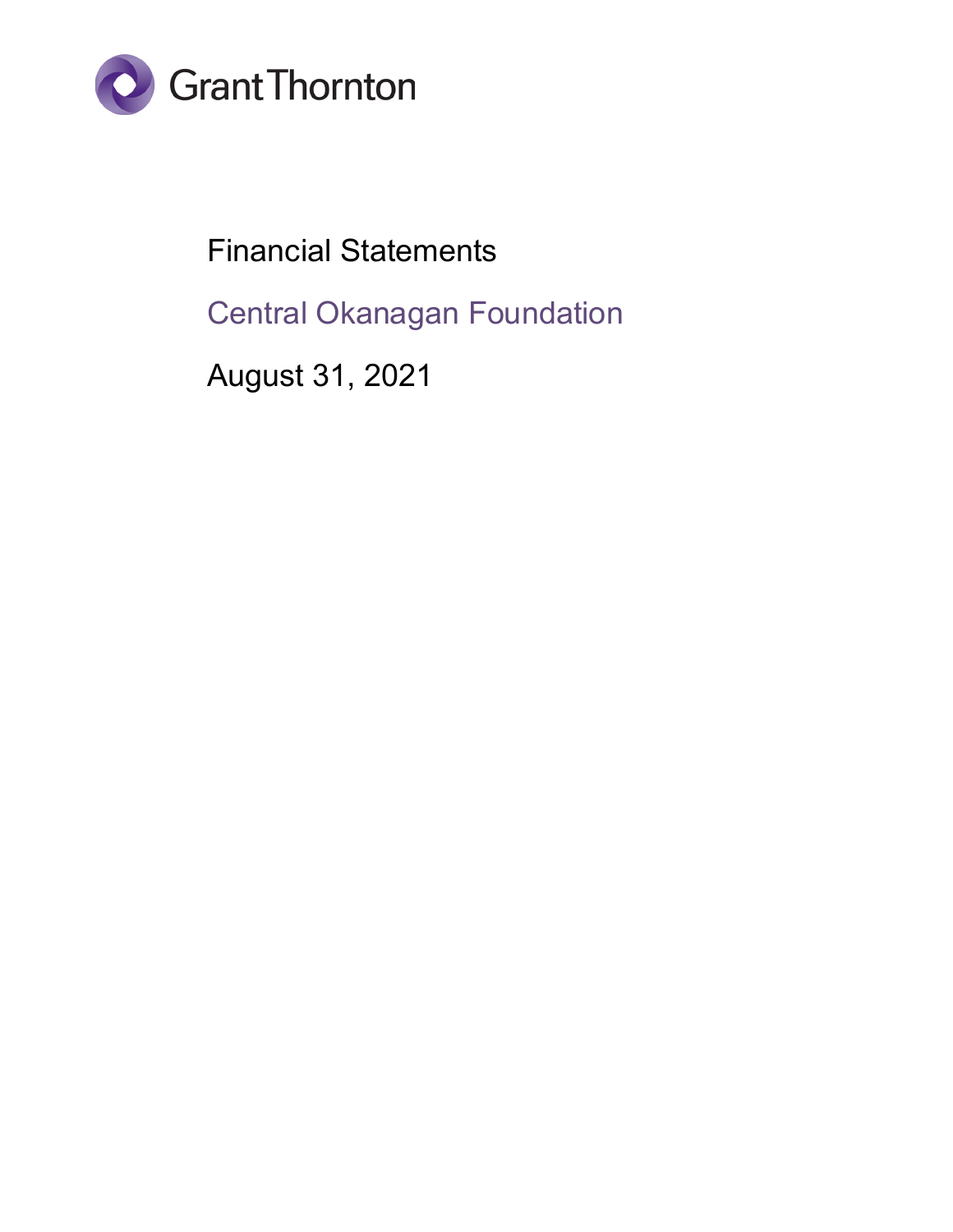Grant Thornton

# Financial Statements

## Central Okanagan Foundation

August 31, 2021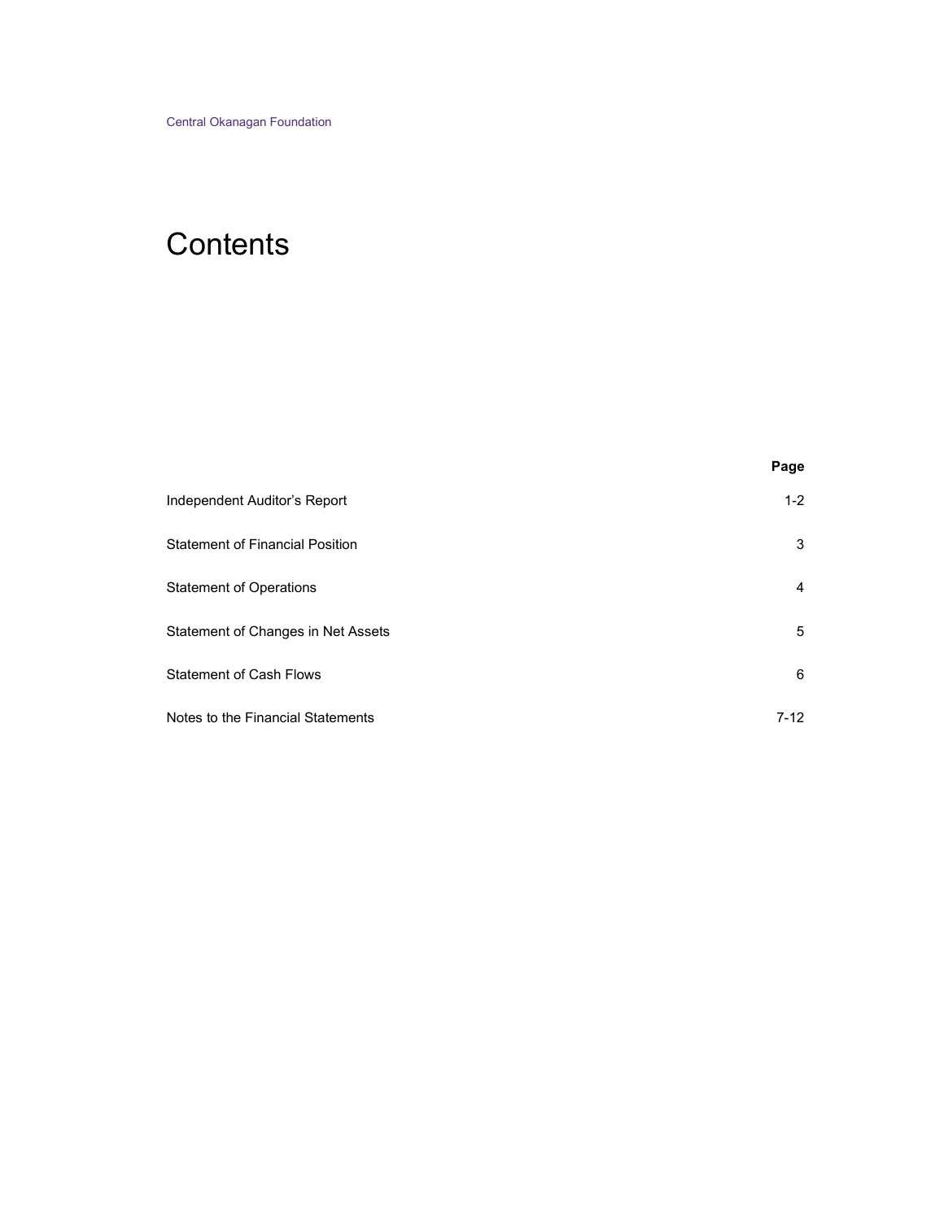Central Okanagan Foundation

# Contents

| | Page |
|---|---|
| Independent Auditor's Report | 1-2 |
| Statement of Financial Position | 3 |
| Statement of Operations | 4 |
| Statement of Changes in Net Assets | 5 |
| Statement of Cash Flows | 6 |
| Notes to the Financial Statements | 7-12 |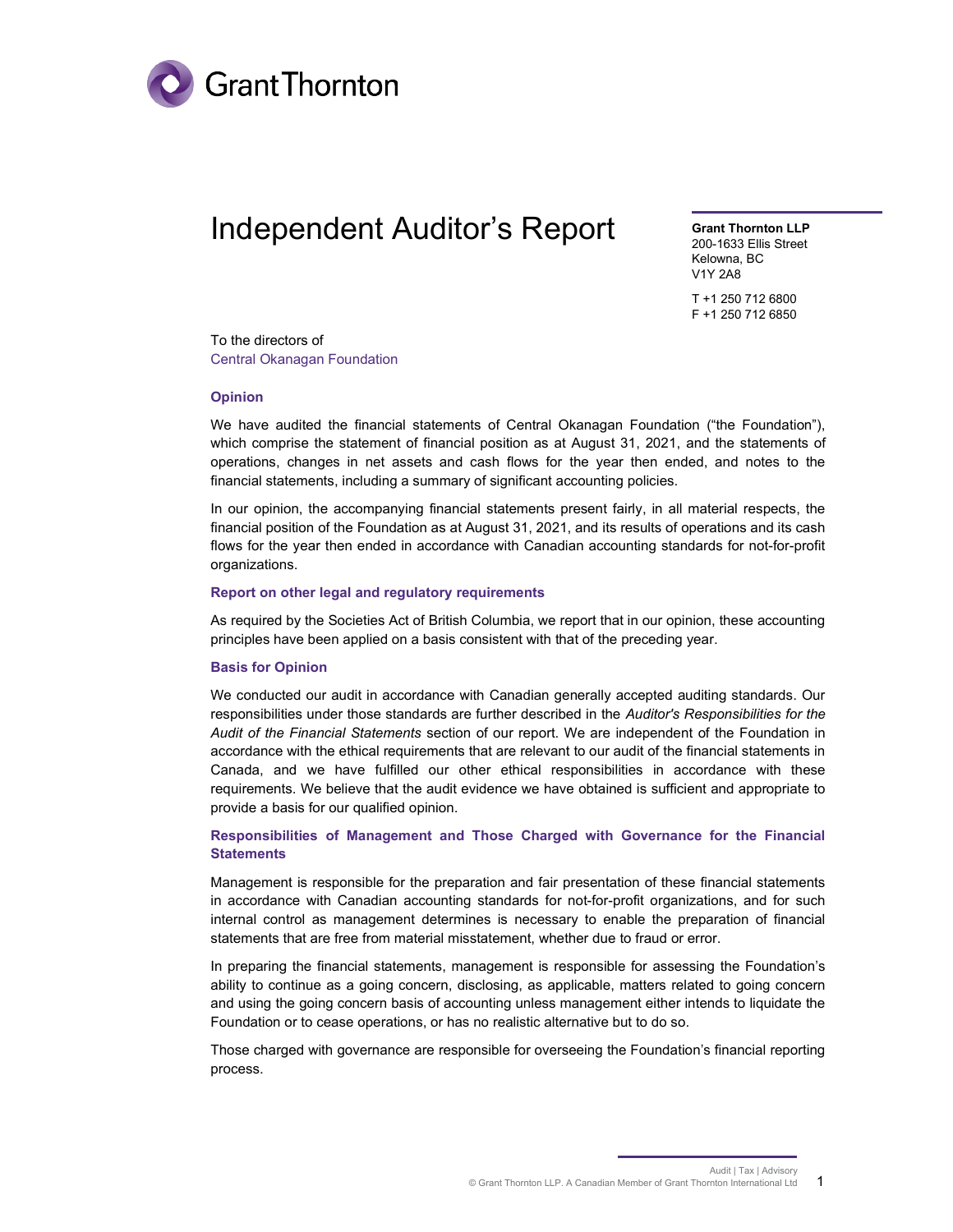# Independent Auditor's Report

**Grant Thornton LLP**
200-1633 Ellis Street
Kelowna, BC
V1Y 2A8

T +1 250 712 6800
F +1 250 712 6850

To the directors of
Central Okanagan Foundation

### Opinion

We have audited the financial statements of Central Okanagan Foundation ("the Foundation"), which comprise the statement of financial position as at August 31, 2021, and the statements of operations, changes in net assets and cash flows for the year then ended, and notes to the financial statements, including a summary of significant accounting policies.

In our opinion, the accompanying financial statements present fairly, in all material respects, the financial position of the Foundation as at August 31, 2021, and its results of operations and its cash flows for the year then ended in accordance with Canadian accounting standards for not-for-profit organizations.

### Report on other legal and regulatory requirements

As required by the Societies Act of British Columbia, we report that in our opinion, these accounting principles have been applied on a basis consistent with that of the preceding year.

### Basis for Opinion

We conducted our audit in accordance with Canadian generally accepted auditing standards. Our responsibilities under those standards are further described in the *Auditor's Responsibilities for the Audit of the Financial Statements* section of our report. We are independent of the Foundation in accordance with the ethical requirements that are relevant to our audit of the financial statements in Canada, and we have fulfilled our other ethical responsibilities in accordance with these requirements. We believe that the audit evidence we have obtained is sufficient and appropriate to provide a basis for our qualified opinion.

### Responsibilities of Management and Those Charged with Governance for the Financial Statements

Management is responsible for the preparation and fair presentation of these financial statements in accordance with Canadian accounting standards for not-for-profit organizations, and for such internal control as management determines is necessary to enable the preparation of financial statements that are free from material misstatement, whether due to fraud or error.

In preparing the financial statements, management is responsible for assessing the Foundation's ability to continue as a going concern, disclosing, as applicable, matters related to going concern and using the going concern basis of accounting unless management either intends to liquidate the Foundation or to cease operations, or has no realistic alternative but to do so.

Those charged with governance are responsible for overseeing the Foundation's financial reporting process.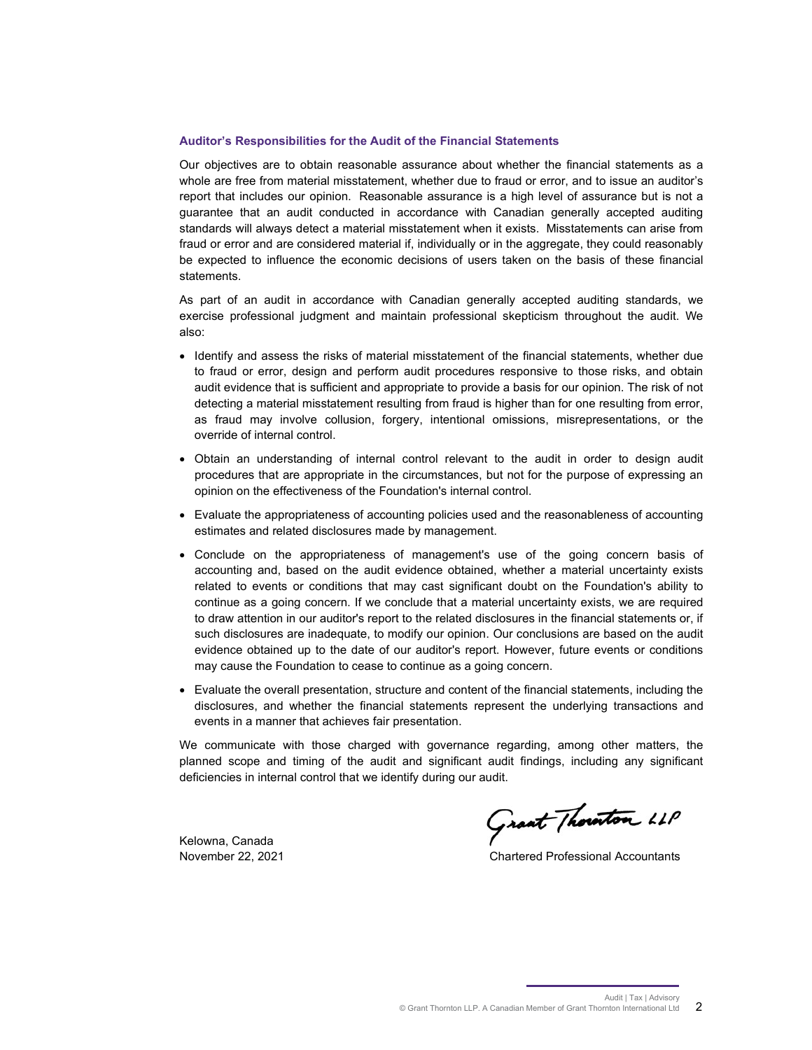### Auditor's Responsibilities for the Audit of the Financial Statements

Our objectives are to obtain reasonable assurance about whether the financial statements as a whole are free from material misstatement, whether due to fraud or error, and to issue an auditor's report that includes our opinion. Reasonable assurance is a high level of assurance but is not a guarantee that an audit conducted in accordance with Canadian generally accepted auditing standards will always detect a material misstatement when it exists. Misstatements can arise from fraud or error and are considered material if, individually or in the aggregate, they could reasonably be expected to influence the economic decisions of users taken on the basis of these financial statements.

As part of an audit in accordance with Canadian generally accepted auditing standards, we exercise professional judgment and maintain professional skepticism throughout the audit. We also:

- Identify and assess the risks of material misstatement of the financial statements, whether due to fraud or error, design and perform audit procedures responsive to those risks, and obtain audit evidence that is sufficient and appropriate to provide a basis for our opinion. The risk of not detecting a material misstatement resulting from fraud is higher than for one resulting from error, as fraud may involve collusion, forgery, intentional omissions, misrepresentations, or the override of internal control.
- Obtain an understanding of internal control relevant to the audit in order to design audit procedures that are appropriate in the circumstances, but not for the purpose of expressing an opinion on the effectiveness of the Foundation's internal control.
- Evaluate the appropriateness of accounting policies used and the reasonableness of accounting estimates and related disclosures made by management.
- Conclude on the appropriateness of management's use of the going concern basis of accounting and, based on the audit evidence obtained, whether a material uncertainty exists related to events or conditions that may cast significant doubt on the Foundation's ability to continue as a going concern. If we conclude that a material uncertainty exists, we are required to draw attention in our auditor's report to the related disclosures in the financial statements or, if such disclosures are inadequate, to modify our opinion. Our conclusions are based on the audit evidence obtained up to the date of our auditor's report. However, future events or conditions may cause the Foundation to cease to continue as a going concern.
- Evaluate the overall presentation, structure and content of the financial statements, including the disclosures, and whether the financial statements represent the underlying transactions and events in a manner that achieves fair presentation.

We communicate with those charged with governance regarding, among other matters, the planned scope and timing of the audit and significant audit findings, including any significant deficiencies in internal control that we identify during our audit.

Grant Thornton LLP

Kelowna, Canada
November 22, 2021

Chartered Professional Accountants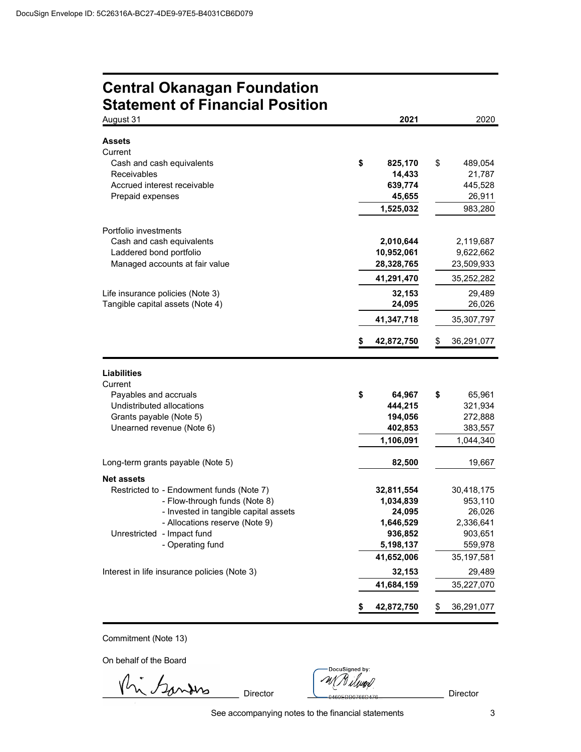DocuSign Envelope ID: 5C26316A-BC27-4DE9-97E5-B4031CB6D079

# Central Okanagan Foundation
# Statement of Financial Position

| August 31 | 2021 | 2020 |
|---|---|---|
| **Assets** | | |
| Current | | |
| Cash and cash equivalents | **$ 825,170** | $ 489,054 |
| Receivables | **14,433** | 21,787 |
| Accrued interest receivable | **639,774** | 445,528 |
| Prepaid expenses | **45,655** | 26,911 |
| | **1,525,032** | 983,280 |
| Portfolio investments | | |
| Cash and cash equivalents | **2,010,644** | 2,119,687 |
| Laddered bond portfolio | **10,952,061** | 9,622,662 |
| Managed accounts at fair value | **28,328,765** | 23,509,933 |
| | **41,291,470** | 35,252,282 |
| Life insurance policies (Note 3) | **32,153** | 29,489 |
| Tangible capital assets (Note 4) | **24,095** | 26,026 |
| | **41,347,718** | 35,307,797 |
| | **$ 42,872,750** | $ 36,291,077 |
| **Liabilities** | | |
| Current | | |
| Payables and accruals | **$ 64,967** | **$** 65,961 |
| Undistributed allocations | **444,215** | 321,934 |
| Grants payable (Note 5) | **194,056** | 272,888 |
| Unearned revenue (Note 6) | **402,853** | 383,557 |
| | **1,106,091** | 1,044,340 |
| Long-term grants payable (Note 5) | **82,500** | 19,667 |
| **Net assets** | | |
| Restricted to - Endowment funds (Note 7) | **32,811,554** | 30,418,175 |
| - Flow-through funds (Note 8) | **1,034,839** | 953,110 |
| - Invested in tangible capital assets | **24,095** | 26,026 |
| - Allocations reserve (Note 9) | **1,646,529** | 2,336,641 |
| Unrestricted - Impact fund | **936,852** | 903,651 |
| - Operating fund | **5,198,137** | 559,978 |
| | **41,652,006** | 35,197,581 |
| Interest in life insurance policies (Note 3) | **32,153** | 29,489 |
| | **41,684,159** | 35,227,070 |
| | **$ 42,872,750** | $ 36,291,077 |

Commitment (Note 13)

On behalf of the Board

_______________ Director  DocuSign by: _______________ Director

See accompanying notes to the financial statements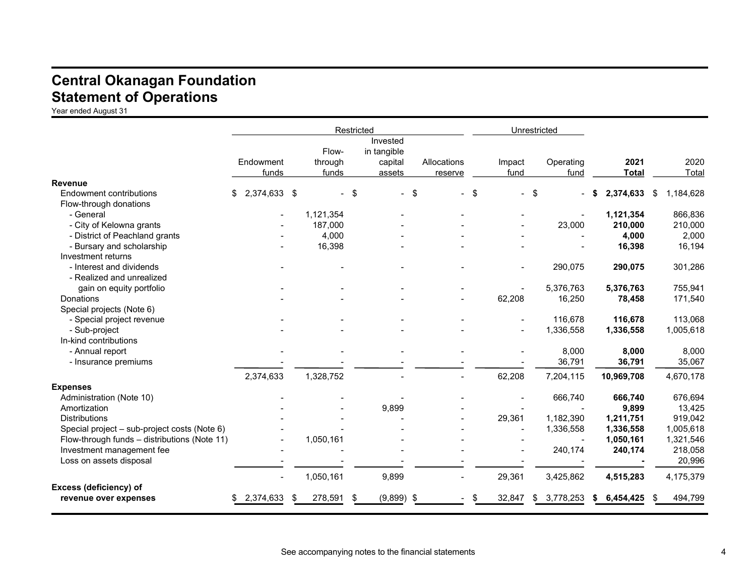# Central Okanagan Foundation
## Statement of Operations

Year ended August 31

| | Restricted | | | | Unrestricted | | | |
|---|---|---|---|---|---|---|---|---|
| | Endowment funds | Flow-through funds | Invested in tangible capital assets | Allocations reserve | Impact fund | Operating fund | **2021 Total** | 2020 Total |
| **Revenue** | | | | | | | | |
| Endowment contributions | $ 2,374,633 | $ - | $ - | $ - | $ - | $ - | **$ 2,374,633** | $ 1,184,628 |
| Flow-through donations | | | | | | | | |
| - General | - | 1,121,354 | - | - | - | - | **1,121,354** | 866,836 |
| - City of Kelowna grants | - | 187,000 | - | - | - | 23,000 | **210,000** | 210,000 |
| - District of Peachland grants | - | 4,000 | - | - | - | - | **4,000** | 2,000 |
| - Bursary and scholarship | - | 16,398 | - | - | - | - | **16,398** | 16,194 |
| Investment returns | | | | | | | | |
| - Interest and dividends | - | - | - | - | - | 290,075 | **290,075** | 301,286 |
| - Realized and unrealized gain on equity portfolio | - | - | - | - | - | 5,376,763 | **5,376,763** | 755,941 |
| Donations | - | - | - | - | 62,208 | 16,250 | **78,458** | 171,540 |
| Special projects (Note 6) | | | | | | | | |
| - Special project revenue | - | - | - | - | - | 116,678 | **116,678** | 113,068 |
| - Sub-project | - | - | - | - | - | 1,336,558 | **1,336,558** | 1,005,618 |
| In-kind contributions | | | | | | | | |
| - Annual report | - | - | - | - | - | 8,000 | **8,000** | 8,000 |
| - Insurance premiums | - | - | - | - | - | 36,791 | **36,791** | 35,067 |
| | 2,374,633 | 1,328,752 | - | - | 62,208 | 7,204,115 | **10,969,708** | 4,670,178 |
| **Expenses** | | | | | | | | |
| Administration (Note 10) | - | - | - | - | - | 666,740 | **666,740** | 676,694 |
| Amortization | - | - | 9,899 | - | - | - | **9,899** | 13,425 |
| Distributions | - | - | - | - | 29,361 | 1,182,390 | **1,211,751** | 919,042 |
| Special project – sub-project costs (Note 6) | - | - | - | - | - | 1,336,558 | **1,336,558** | 1,005,618 |
| Flow-through funds – distributions (Note 11) | - | 1,050,161 | - | - | - | - | **1,050,161** | 1,321,546 |
| Investment management fee | - | - | - | - | - | 240,174 | **240,174** | 218,058 |
| Loss on assets disposal | - | - | - | - | - | - | **-** | 20,996 |
| | - | 1,050,161 | 9,899 | - | 29,361 | 3,425,862 | **4,515,283** | 4,175,379 |
| **Excess (deficiency) of revenue over expenses** | $ 2,374,633 | $ 278,591 | $ (9,899) | $ - | $ 32,847 | $ 3,778,253 | **$ 6,454,425** | $ 494,799 |

See accompanying notes to the financial statements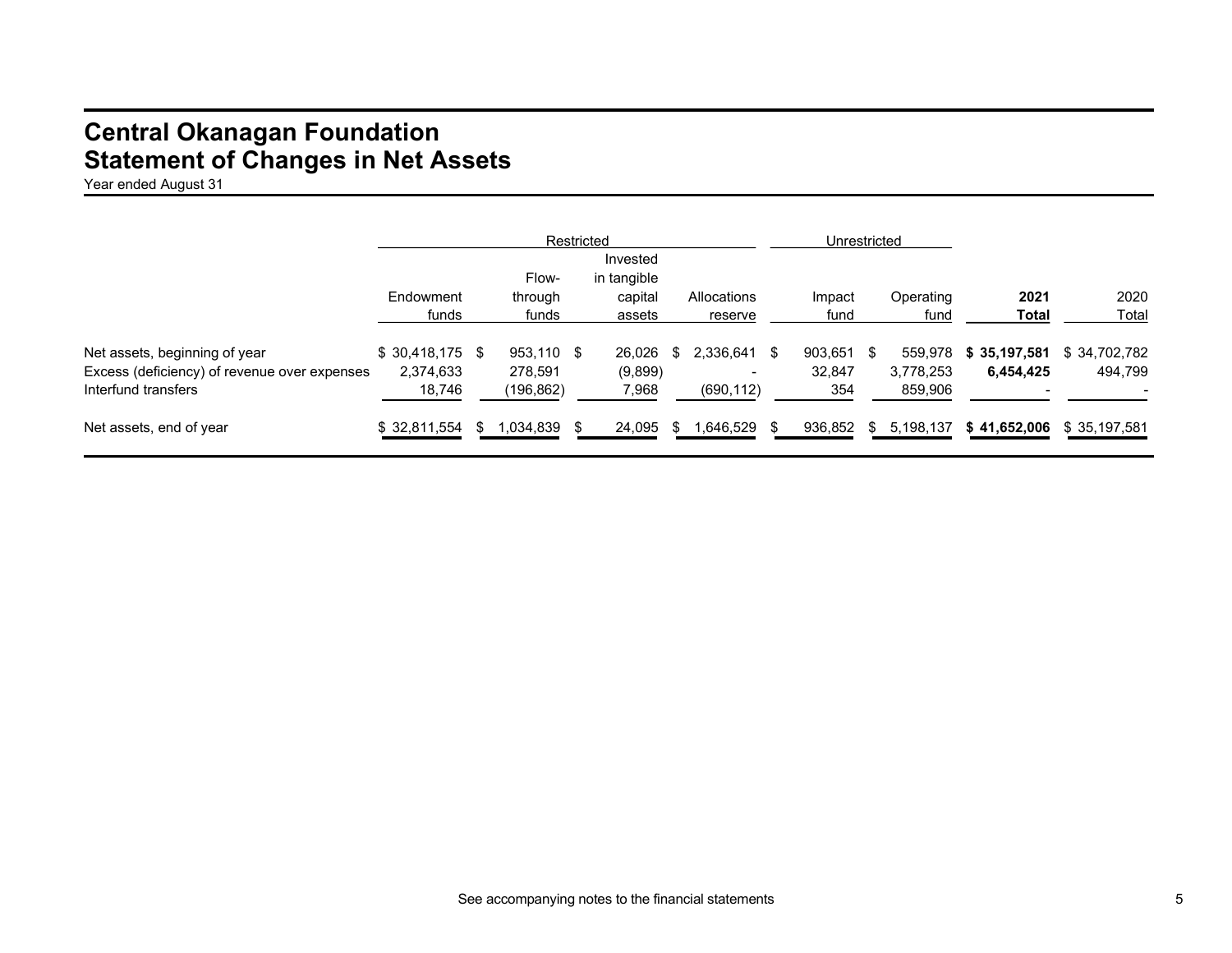# Central Okanagan Foundation
# Statement of Changes in Net Assets

Year ended August 31

| | Restricted | | | | Unrestricted | | | |
|---|---|---|---|---|---|---|---|---|
| | Endowment funds | Flow-through funds | Invested in tangible capital assets | Allocations reserve | Impact fund | Operating fund | **2021 Total** | 2020 Total |
| Net assets, beginning of year | $ 30,418,175 | $ 953,110 | $ 26,026 | $ 2,336,641 | $ 903,651 | $ 559,978 | **$ 35,197,581** | $ 34,702,782 |
| Excess (deficiency) of revenue over expenses | 2,374,633 | 278,591 | (9,899) | - | 32,847 | 3,778,253 | **6,454,425** | 494,799 |
| Interfund transfers | 18,746 | (196,862) | 7,968 | (690,112) | 354 | 859,906 | - | - |
| Net assets, end of year | $ 32,811,554 | $ 1,034,839 | $ 24,095 | $ 1,646,529 | $ 936,852 | $ 5,198,137 | **$ 41,652,006** | $ 35,197,581 |

See accompanying notes to the financial statements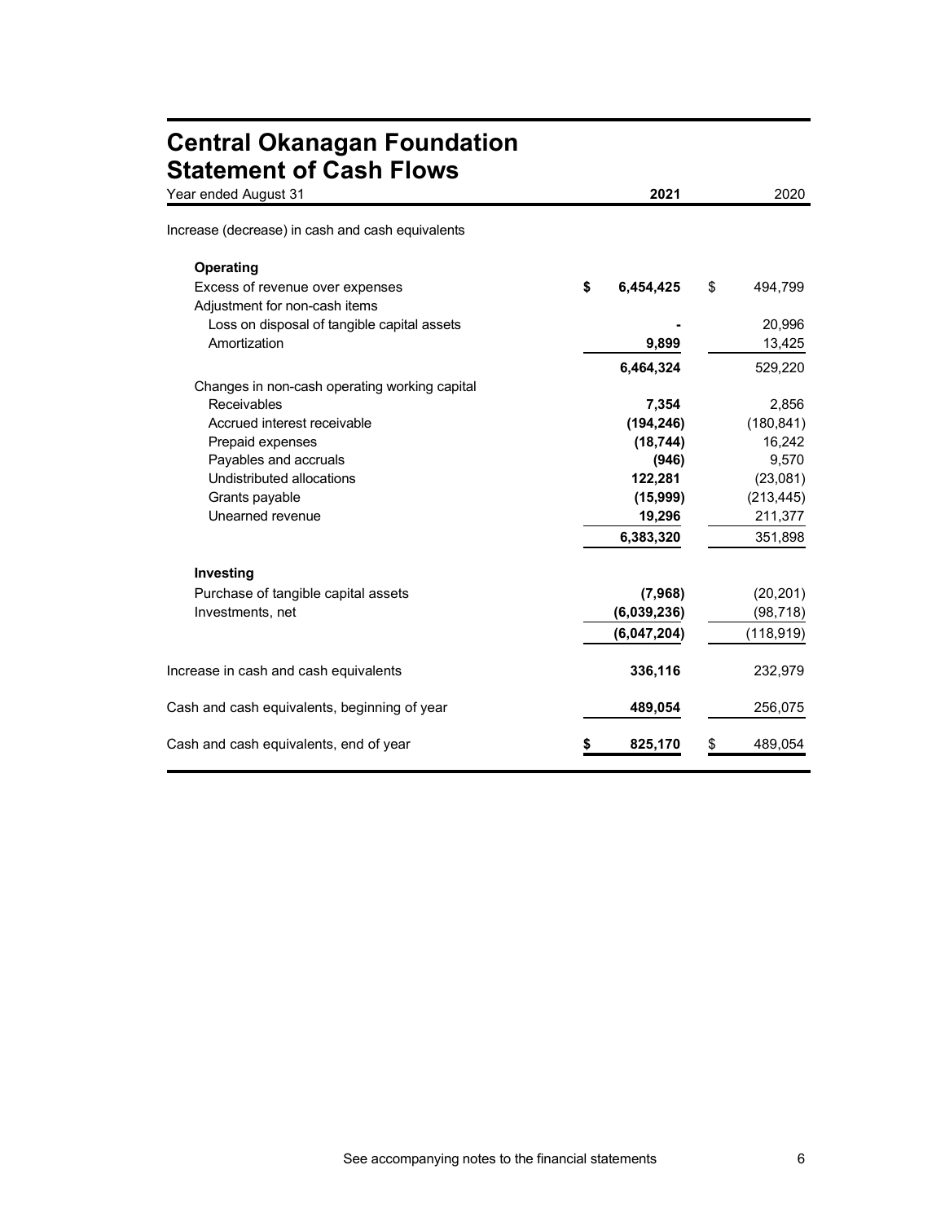# Central Okanagan Foundation
## Statement of Cash Flows

| Year ended August 31 | 2021 | 2020 |
|---|---|---|
| Increase (decrease) in cash and cash equivalents | | |
| **Operating** | | |
| Excess of revenue over expenses | **$ 6,454,425** | $ 494,799 |
| Adjustment for non-cash items | | |
| Loss on disposal of tangible capital assets | **-** | 20,996 |
| Amortization | **9,899** | 13,425 |
| | **6,464,324** | 529,220 |
| Changes in non-cash operating working capital | | |
| Receivables | **7,354** | 2,856 |
| Accrued interest receivable | **(194,246)** | (180,841) |
| Prepaid expenses | **(18,744)** | 16,242 |
| Payables and accruals | **(946)** | 9,570 |
| Undistributed allocations | **122,281** | (23,081) |
| Grants payable | **(15,999)** | (213,445) |
| Unearned revenue | **19,296** | 211,377 |
| | **6,383,320** | 351,898 |
| **Investing** | | |
| Purchase of tangible capital assets | **(7,968)** | (20,201) |
| Investments, net | **(6,039,236)** | (98,718) |
| | **(6,047,204)** | (118,919) |
| Increase in cash and cash equivalents | **336,116** | 232,979 |
| Cash and cash equivalents, beginning of year | **489,054** | 256,075 |
| Cash and cash equivalents, end of year | **$ 825,170** | $ 489,054 |

See accompanying notes to the financial statements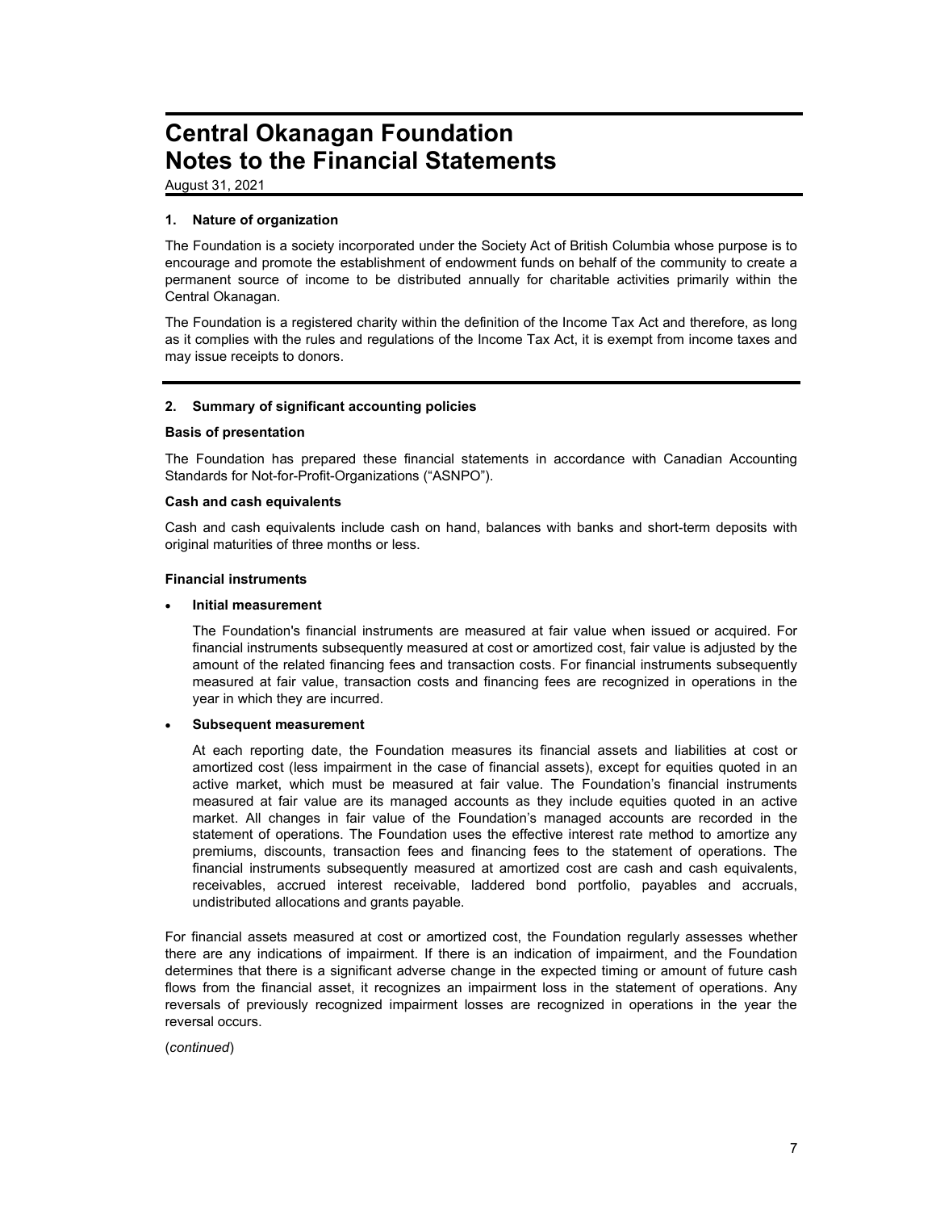# Central Okanagan Foundation
# Notes to the Financial Statements

August 31, 2021

### 1. Nature of organization

The Foundation is a society incorporated under the Society Act of British Columbia whose purpose is to encourage and promote the establishment of endowment funds on behalf of the community to create a permanent source of income to be distributed annually for charitable activities primarily within the Central Okanagan.

The Foundation is a registered charity within the definition of the Income Tax Act and therefore, as long as it complies with the rules and regulations of the Income Tax Act, it is exempt from income taxes and may issue receipts to donors.

### 2. Summary of significant accounting policies

**Basis of presentation**

The Foundation has prepared these financial statements in accordance with Canadian Accounting Standards for Not-for-Profit-Organizations ("ASNPO").

**Cash and cash equivalents**

Cash and cash equivalents include cash on hand, balances with banks and short-term deposits with original maturities of three months or less.

**Financial instruments**

- **Initial measurement**

  The Foundation's financial instruments are measured at fair value when issued or acquired. For financial instruments subsequently measured at cost or amortized cost, fair value is adjusted by the amount of the related financing fees and transaction costs. For financial instruments subsequently measured at fair value, transaction costs and financing fees are recognized in operations in the year in which they are incurred.

- **Subsequent measurement**

  At each reporting date, the Foundation measures its financial assets and liabilities at cost or amortized cost (less impairment in the case of financial assets), except for equities quoted in an active market, which must be measured at fair value. The Foundation's financial instruments measured at fair value are its managed accounts as they include equities quoted in an active market. All changes in fair value of the Foundation's managed accounts are recorded in the statement of operations. The Foundation uses the effective interest rate method to amortize any premiums, discounts, transaction fees and financing fees to the statement of operations. The financial instruments subsequently measured at amortized cost are cash and cash equivalents, receivables, accrued interest receivable, laddered bond portfolio, payables and accruals, undistributed allocations and grants payable.

For financial assets measured at cost or amortized cost, the Foundation regularly assesses whether there are any indications of impairment. If there is an indication of impairment, and the Foundation determines that there is a significant adverse change in the expected timing or amount of future cash flows from the financial asset, it recognizes an impairment loss in the statement of operations. Any reversals of previously recognized impairment losses are recognized in operations in the year the reversal occurs.

(*continued*)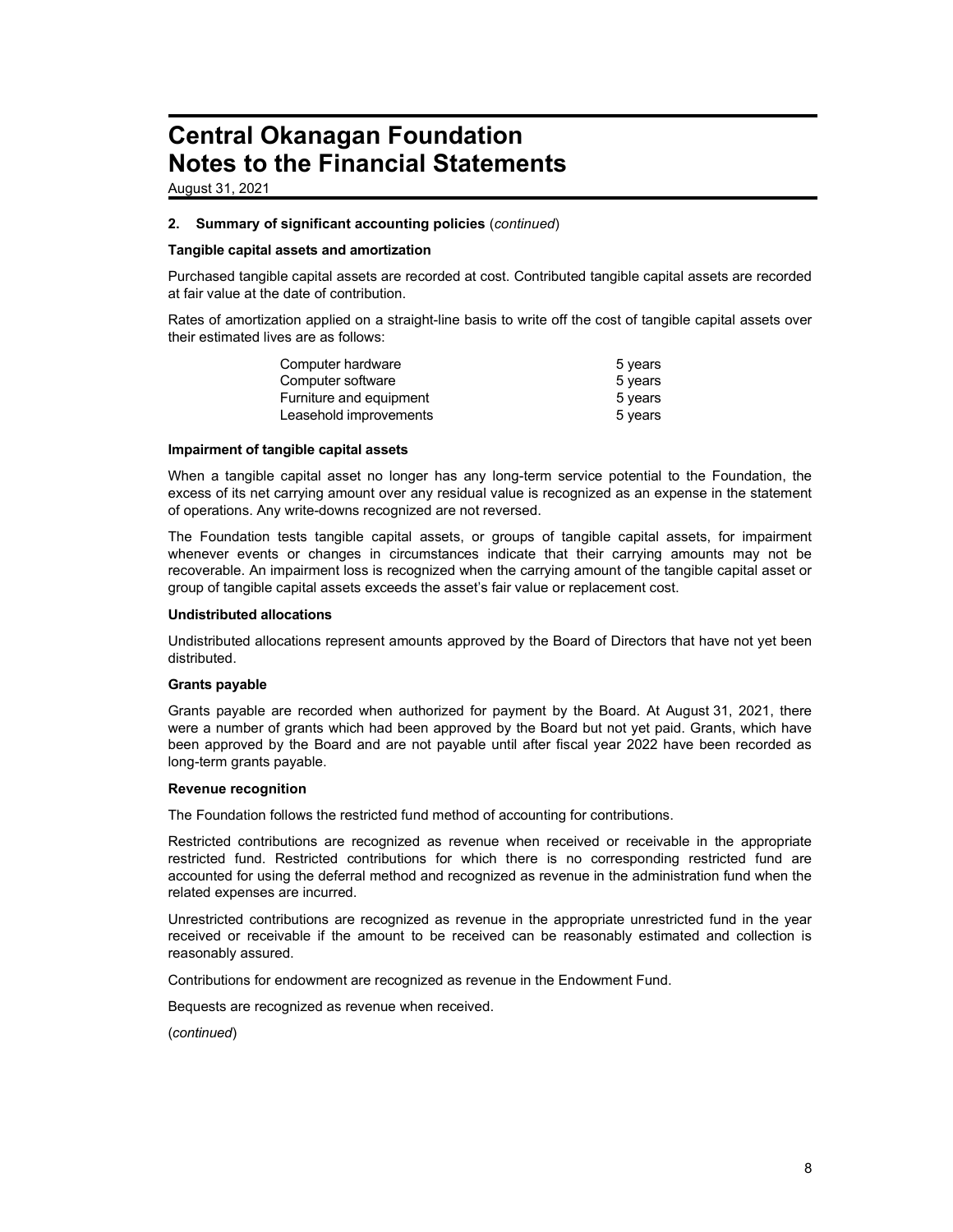# Central Okanagan Foundation
# Notes to the Financial Statements

August 31, 2021

**2. Summary of significant accounting policies** (*continued*)

**Tangible capital assets and amortization**

Purchased tangible capital assets are recorded at cost. Contributed tangible capital assets are recorded at fair value at the date of contribution.

Rates of amortization applied on a straight-line basis to write off the cost of tangible capital assets over their estimated lives are as follows:

| | |
|---|---|
| Computer hardware | 5 years |
| Computer software | 5 years |
| Furniture and equipment | 5 years |
| Leasehold improvements | 5 years |

**Impairment of tangible capital assets**

When a tangible capital asset no longer has any long-term service potential to the Foundation, the excess of its net carrying amount over any residual value is recognized as an expense in the statement of operations. Any write-downs recognized are not reversed.

The Foundation tests tangible capital assets, or groups of tangible capital assets, for impairment whenever events or changes in circumstances indicate that their carrying amounts may not be recoverable. An impairment loss is recognized when the carrying amount of the tangible capital asset or group of tangible capital assets exceeds the asset's fair value or replacement cost.

**Undistributed allocations**

Undistributed allocations represent amounts approved by the Board of Directors that have not yet been distributed.

**Grants payable**

Grants payable are recorded when authorized for payment by the Board. At August 31, 2021, there were a number of grants which had been approved by the Board but not yet paid. Grants, which have been approved by the Board and are not payable until after fiscal year 2022 have been recorded as long-term grants payable.

**Revenue recognition**

The Foundation follows the restricted fund method of accounting for contributions.

Restricted contributions are recognized as revenue when received or receivable in the appropriate restricted fund. Restricted contributions for which there is no corresponding restricted fund are accounted for using the deferral method and recognized as revenue in the administration fund when the related expenses are incurred.

Unrestricted contributions are recognized as revenue in the appropriate unrestricted fund in the year received or receivable if the amount to be received can be reasonably estimated and collection is reasonably assured.

Contributions for endowment are recognized as revenue in the Endowment Fund.

Bequests are recognized as revenue when received.

(*continued*)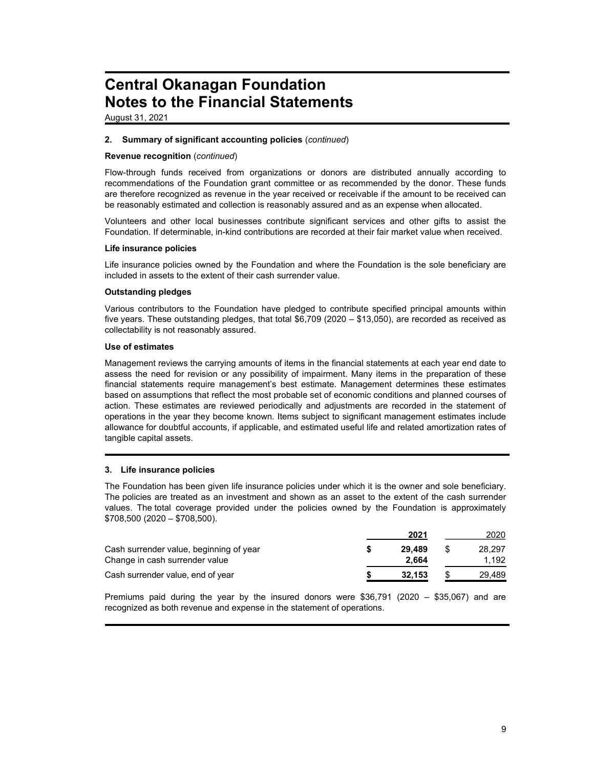# Central Okanagan Foundation
# Notes to the Financial Statements

August 31, 2021

**2. Summary of significant accounting policies** (*continued*)

**Revenue recognition** (*continued*)

Flow-through funds received from organizations or donors are distributed annually according to recommendations of the Foundation grant committee or as recommended by the donor. These funds are therefore recognized as revenue in the year received or receivable if the amount to be received can be reasonably estimated and collection is reasonably assured and as an expense when allocated.

Volunteers and other local businesses contribute significant services and other gifts to assist the Foundation. If determinable, in-kind contributions are recorded at their fair market value when received.

**Life insurance policies**

Life insurance policies owned by the Foundation and where the Foundation is the sole beneficiary are included in assets to the extent of their cash surrender value.

**Outstanding pledges**

Various contributors to the Foundation have pledged to contribute specified principal amounts within five years. These outstanding pledges, that total $6,709 (2020 – $13,050), are recorded as received as collectability is not reasonably assured.

**Use of estimates**

Management reviews the carrying amounts of items in the financial statements at each year end date to assess the need for revision or any possibility of impairment. Many items in the preparation of these financial statements require management's best estimate. Management determines these estimates based on assumptions that reflect the most probable set of economic conditions and planned courses of action. These estimates are reviewed periodically and adjustments are recorded in the statement of operations in the year they become known. Items subject to significant management estimates include allowance for doubtful accounts, if applicable, and estimated useful life and related amortization rates of tangible capital assets.

**3. Life insurance policies**

The Foundation has been given life insurance policies under which it is the owner and sole beneficiary. The policies are treated as an investment and shown as an asset to the extent of the cash surrender values. The total coverage provided under the policies owned by the Foundation is approximately $708,500 (2020 – $708,500).

| | **2021** | 2020 |
|---|---|---|
| Cash surrender value, beginning of year | **$ 29,489** | $ 28,297 |
| Change in cash surrender value | **2,664** | 1,192 |
| Cash surrender value, end of year | **$ 32,153** | $ 29,489 |

Premiums paid during the year by the insured donors were $36,791 (2020 – $35,067) and are recognized as both revenue and expense in the statement of operations.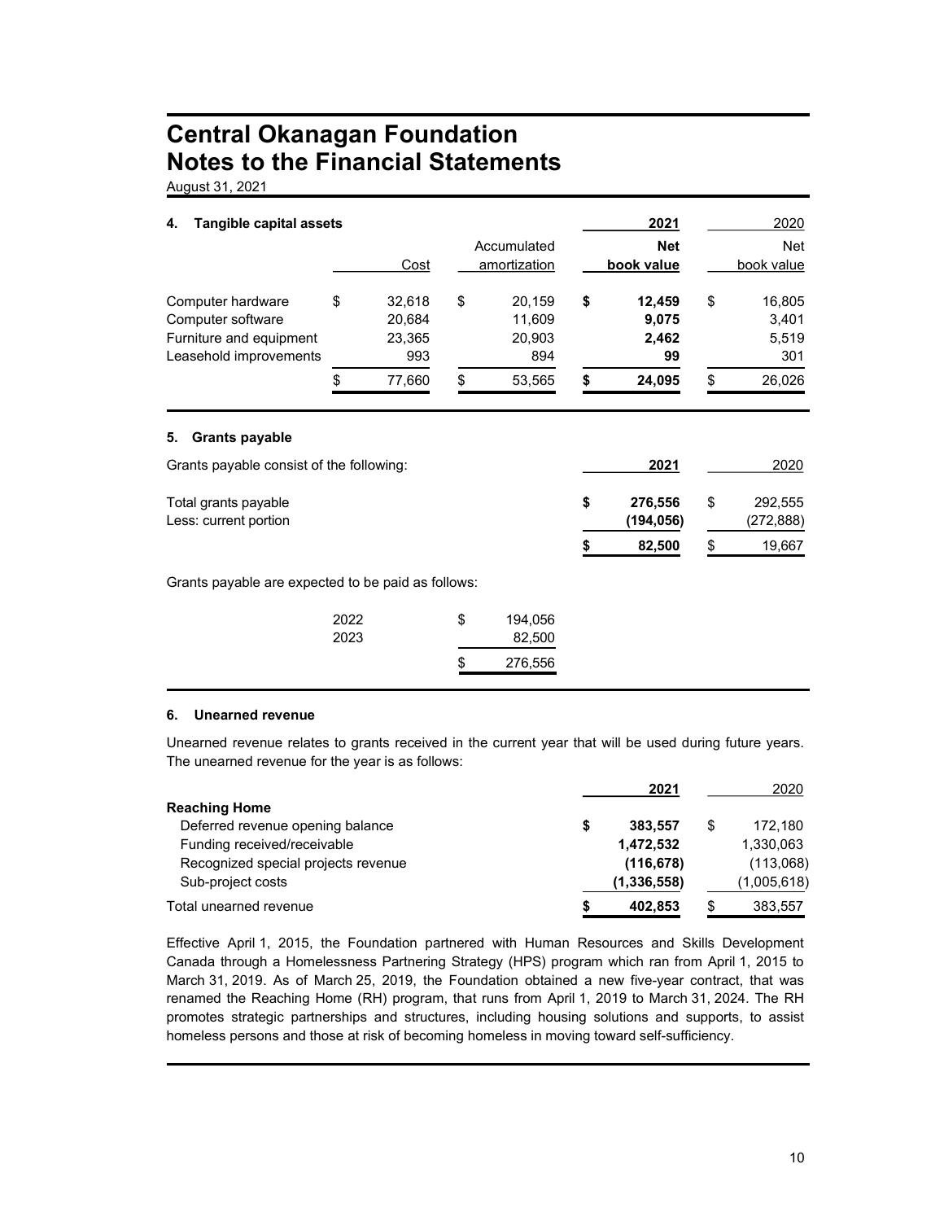# Central Okanagan Foundation
# Notes to the Financial Statements

August 31, 2021

### 4. Tangible capital assets

| | Cost | Accumulated amortization | **2021 Net book value** | 2020 Net book value |
|---|---|---|---|---|
| Computer hardware | $ 32,618 | $ 20,159 | **$ 12,459** | $ 16,805 |
| Computer software | 20,684 | 11,609 | **9,075** | 3,401 |
| Furniture and equipment | 23,365 | 20,903 | **2,462** | 5,519 |
| Leasehold improvements | 993 | 894 | **99** | 301 |
| | $ 77,660 | $ 53,565 | **$ 24,095** | $ 26,026 |

### 5. Grants payable

Grants payable consist of the following:

| | **2021** | 2020 |
|---|---|---|
| Total grants payable | **$ 276,556** | $ 292,555 |
| Less: current portion | **(194,056)** | (272,888) |
| | **$ 82,500** | $ 19,667 |

Grants payable are expected to be paid as follows:

| | |
|---|---|
| 2022 | $ 194,056 |
| 2023 | 82,500 |
| | $ 276,556 |

### 6. Unearned revenue

Unearned revenue relates to grants received in the current year that will be used during future years. The unearned revenue for the year is as follows:

| | **2021** | 2020 |
|---|---|---|
| **Reaching Home** | | |
| Deferred revenue opening balance | **$ 383,557** | $ 172,180 |
| Funding received/receivable | **1,472,532** | 1,330,063 |
| Recognized special projects revenue | **(116,678)** | (113,068) |
| Sub-project costs | **(1,336,558)** | (1,005,618) |
| Total unearned revenue | **$ 402,853** | $ 383,557 |

Effective April 1, 2015, the Foundation partnered with Human Resources and Skills Development Canada through a Homelessness Partnering Strategy (HPS) program which ran from April 1, 2015 to March 31, 2019. As of March 25, 2019, the Foundation obtained a new five-year contract, that was renamed the Reaching Home (RH) program, that runs from April 1, 2019 to March 31, 2024. The RH promotes strategic partnerships and structures, including housing solutions and supports, to assist homeless persons and those at risk of becoming homeless in moving toward self-sufficiency.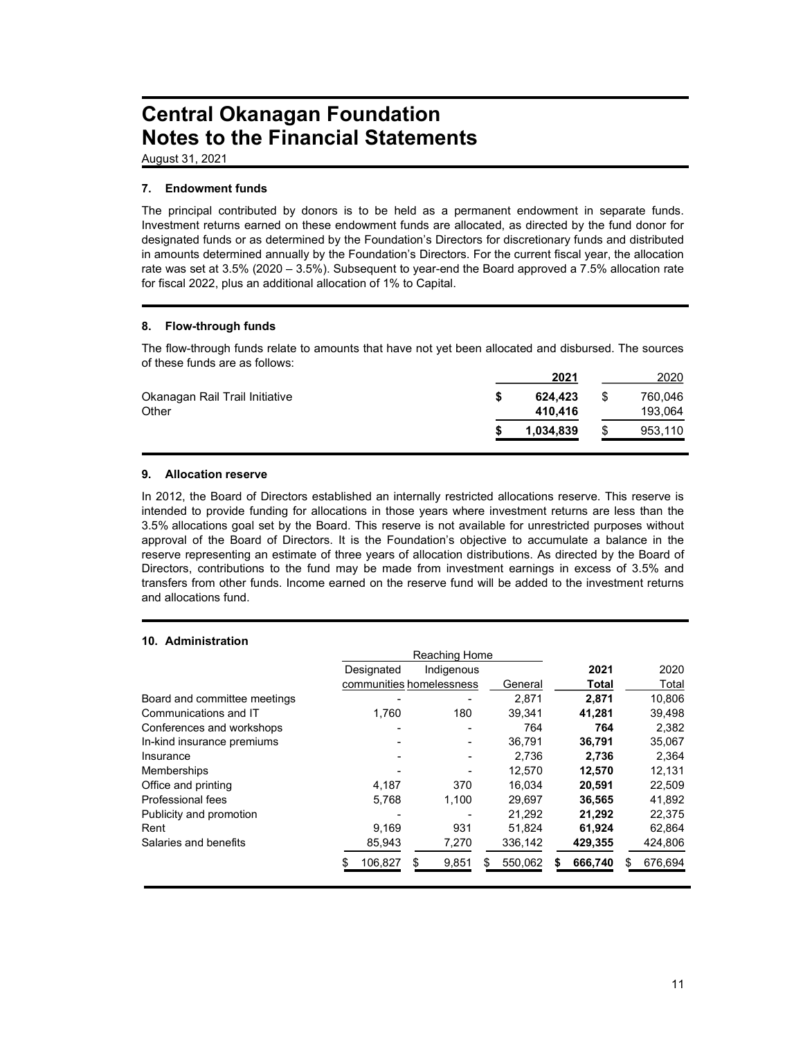# Central Okanagan Foundation
# Notes to the Financial Statements

August 31, 2021

### 7. Endowment funds

The principal contributed by donors is to be held as a permanent endowment in separate funds. Investment returns earned on these endowment funds are allocated, as directed by the fund donor for designated funds or as determined by the Foundation's Directors for discretionary funds and distributed in amounts determined annually by the Foundation's Directors. For the current fiscal year, the allocation rate was set at 3.5% (2020 – 3.5%). Subsequent to year-end the Board approved a 7.5% allocation rate for fiscal 2022, plus an additional allocation of 1% to Capital.

### 8. Flow-through funds

The flow-through funds relate to amounts that have not yet been allocated and disbursed. The sources of these funds are as follows:

| | **2021** | 2020 |
|---|---|---|
| Okanagan Rail Trail Initiative | **$ 624,423** | $ 760,046 |
| Other | **410,416** | 193,064 |
| | **$ 1,034,839** | $ 953,110 |

### 9. Allocation reserve

In 2012, the Board of Directors established an internally restricted allocations reserve. This reserve is intended to provide funding for allocations in those years where investment returns are less than the 3.5% allocations goal set by the Board. This reserve is not available for unrestricted purposes without approval of the Board of Directors. It is the Foundation's objective to accumulate a balance in the reserve representing an estimate of three years of allocation distributions. As directed by the Board of Directors, contributions to the fund may be made from investment earnings in excess of 3.5% and transfers from other funds. Income earned on the reserve fund will be added to the investment returns and allocations fund.

### 10. Administration

| | Reaching Home | | | | |
|---|---|---|---|---|---|
| | Designated communities | Indigenous homelessness | General | **2021 Total** | 2020 Total |
| Board and committee meetings | - | - | 2,871 | **2,871** | 10,806 |
| Communications and IT | 1,760 | 180 | 39,341 | **41,281** | 39,498 |
| Conferences and workshops | - | - | 764 | **764** | 2,382 |
| In-kind insurance premiums | - | - | 36,791 | **36,791** | 35,067 |
| Insurance | - | - | 2,736 | **2,736** | 2,364 |
| Memberships | - | - | 12,570 | **12,570** | 12,131 |
| Office and printing | 4,187 | 370 | 16,034 | **20,591** | 22,509 |
| Professional fees | 5,768 | 1,100 | 29,697 | **36,565** | 41,892 |
| Publicity and promotion | - | - | 21,292 | **21,292** | 22,375 |
| Rent | 9,169 | 931 | 51,824 | **61,924** | 62,864 |
| Salaries and benefits | 85,943 | 7,270 | 336,142 | **429,355** | 424,806 |
| | $ 106,827 | $ 9,851 | $ 550,062 | **$ 666,740** | $ 676,694 |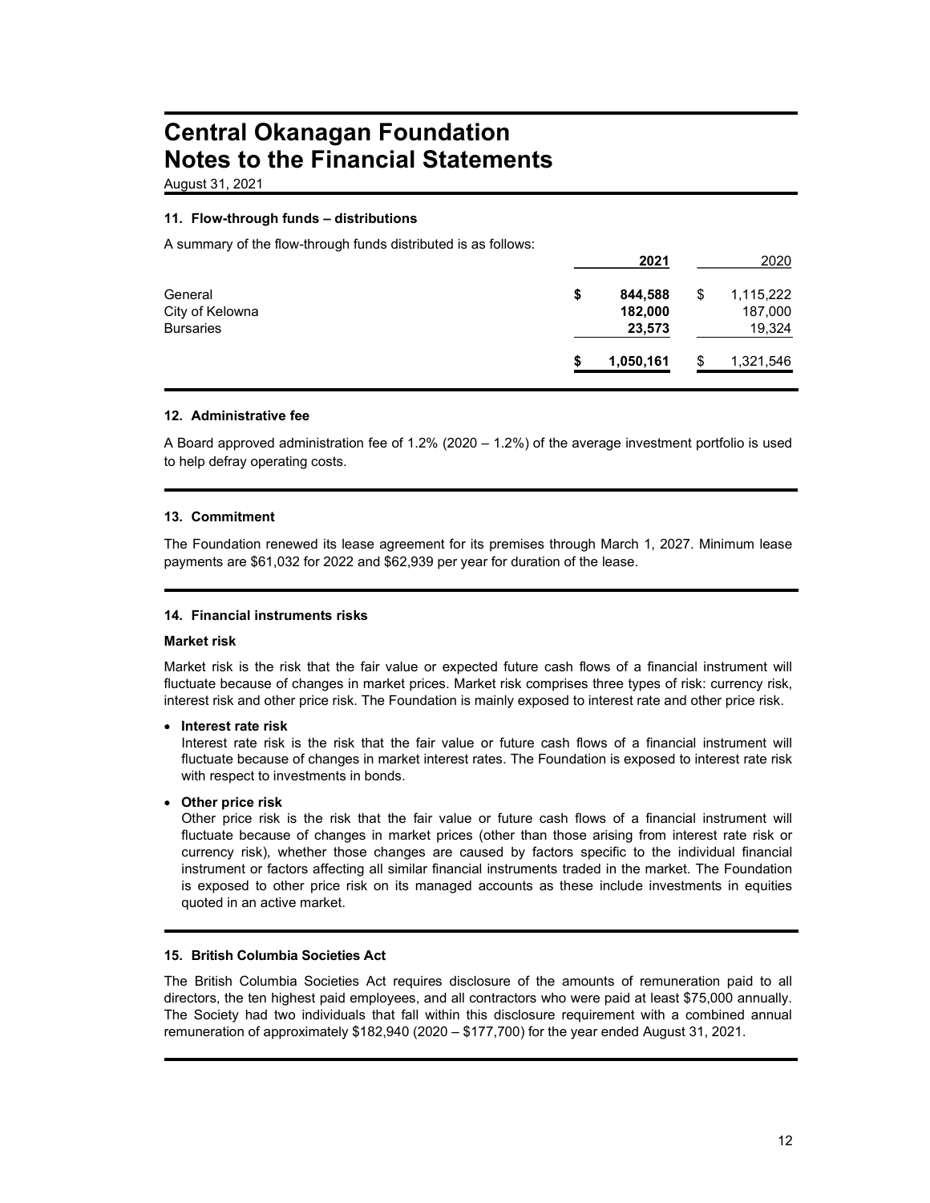# Central Okanagan Foundation
# Notes to the Financial Statements

August 31, 2021

### 11. Flow-through funds – distributions

A summary of the flow-through funds distributed is as follows:

| | 2021 | 2020 |
|---|---|---|
| General | $ 844,588 | $ 1,115,222 |
| City of Kelowna | 182,000 | 187,000 |
| Bursaries | 23,573 | 19,324 |
| | $ 1,050,161 | $ 1,321,546 |

### 12. Administrative fee

A Board approved administration fee of 1.2% (2020 – 1.2%) of the average investment portfolio is used to help defray operating costs.

### 13. Commitment

The Foundation renewed its lease agreement for its premises through March 1, 2027. Minimum lease payments are $61,032 for 2022 and $62,939 per year for duration of the lease.

### 14. Financial instruments risks

**Market risk**

Market risk is the risk that the fair value or expected future cash flows of a financial instrument will fluctuate because of changes in market prices. Market risk comprises three types of risk: currency risk, interest risk and other price risk. The Foundation is mainly exposed to interest rate and other price risk.

- **Interest rate risk**
  Interest rate risk is the risk that the fair value or future cash flows of a financial instrument will fluctuate because of changes in market interest rates. The Foundation is exposed to interest rate risk with respect to investments in bonds.

- **Other price risk**
  Other price risk is the risk that the fair value or future cash flows of a financial instrument will fluctuate because of changes in market prices (other than those arising from interest rate risk or currency risk), whether those changes are caused by factors specific to the individual financial instrument or factors affecting all similar financial instruments traded in the market. The Foundation is exposed to other price risk on its managed accounts as these include investments in equities quoted in an active market.

### 15. British Columbia Societies Act

The British Columbia Societies Act requires disclosure of the amounts of remuneration paid to all directors, the ten highest paid employees, and all contractors who were paid at least $75,000 annually. The Society had two individuals that fall within this disclosure requirement with a combined annual remuneration of approximately $182,940 (2020 – $177,700) for the year ended August 31, 2021.